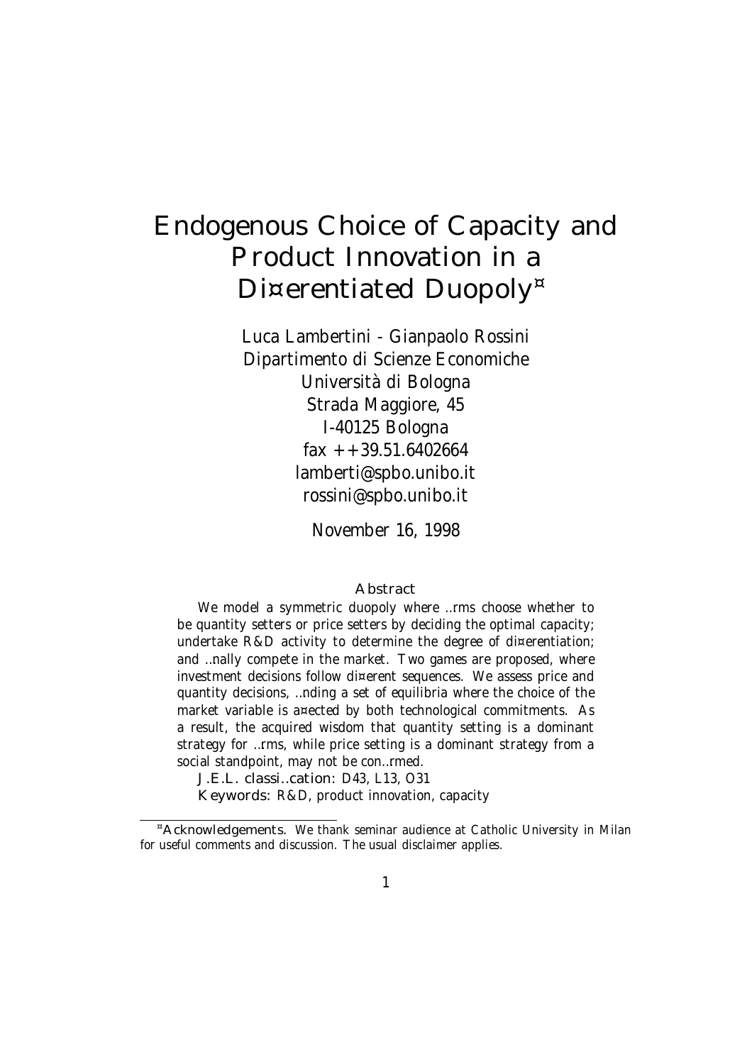# Endogenous Choice of Capacity and Product Innovation in a Di¤erentiated Duopoly*

Luca Lambertini - Gianpaolo Rossini
Dipartimento di Scienze Economiche
Università di Bologna
Strada Maggiore, 45
I-40125 Bologna
fax ++39.51.6402664
lamberti@spbo.unibo.it
rossini@spbo.unibo.it

November 16, 1998

### Abstract

We model a symmetric duopoly where ..rms choose whether to be quantity setters or price setters by deciding the optimal capacity; undertake R&D activity to determine the degree of di¤erentiation; and ..nally compete in the market. Two games are proposed, where investment decisions follow di¤erent sequences. We assess price and quantity decisions, ..nding a set of equilibria where the choice of the market variable is a¤ected by both technological commitments. As a result, the acquired wisdom that quantity setting is a dominant strategy for ..rms, while price setting is a dominant strategy from a social standpoint, may not be con..rmed.

**J.E.L. classi..cation:** D43, L13, O31

**Keywords:** R&D, product innovation, capacity

---

*Acknowledgements. We thank seminar audience at Catholic University in Milan for useful comments and discussion. The usual disclaimer applies.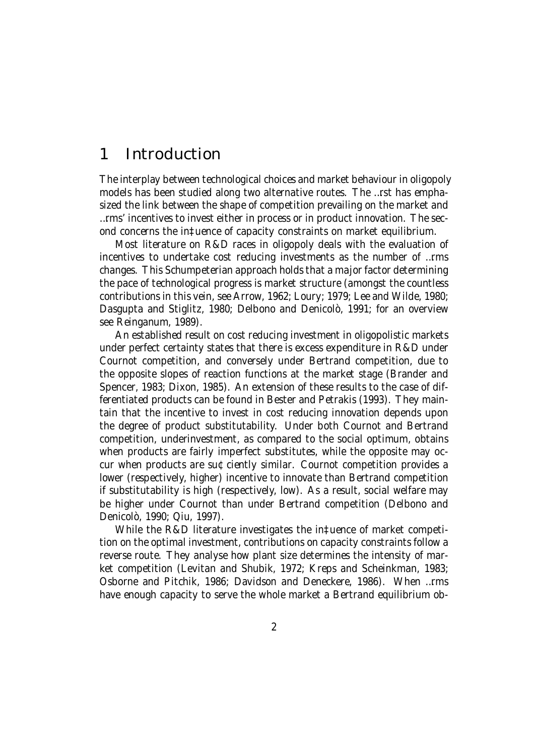# 1 Introduction

The interplay between technological choices and market behaviour in oligopoly models has been studied along two alternative routes. The first has emphasized the link between the shape of competition prevailing on the market and firms' incentives to invest either in process or in product innovation. The second concerns the influence of capacity constraints on market equilibrium.

Most literature on R&D races in oligopoly deals with the evaluation of incentives to undertake cost reducing investments as the number of firms changes. This Schumpeterian approach holds that a major factor determining the pace of technological progress is market structure (amongst the countless contributions in this vein, see Arrow, 1962; Loury; 1979; Lee and Wilde, 1980; Dasgupta and Stiglitz, 1980; Delbono and Denicolò, 1991; for an overview see Reinganum, 1989).

An established result on cost reducing investment in oligopolistic markets under perfect certainty states that there is excess expenditure in R&D under Cournot competition, and conversely under Bertrand competition, due to the opposite slopes of reaction functions at the market stage (Brander and Spencer, 1983; Dixon, 1985). An extension of these results to the case of differentiated products can be found in Bester and Petrakis (1993). They maintain that the incentive to invest in cost reducing innovation depends upon the degree of product substitutability. Under both Cournot and Bertrand competition, underinvestment, as compared to the social optimum, obtains when products are fairly imperfect substitutes, while the opposite may occur when products are sufficiently similar. Cournot competition provides a lower (respectively, higher) incentive to innovate than Bertrand competition if substitutability is high (respectively, low). As a result, social welfare may be higher under Cournot than under Bertrand competition (Delbono and Denicolò, 1990; Qiu, 1997).

While the R&D literature investigates the influence of market competition on the optimal investment, contributions on capacity constraints follow a reverse route. They analyse how plant size determines the intensity of market competition (Levitan and Shubik, 1972; Kreps and Scheinkman, 1983; Osborne and Pitchik, 1986; Davidson and Deneckere, 1986). When firms have enough capacity to serve the whole market a Bertrand equilibrium ob-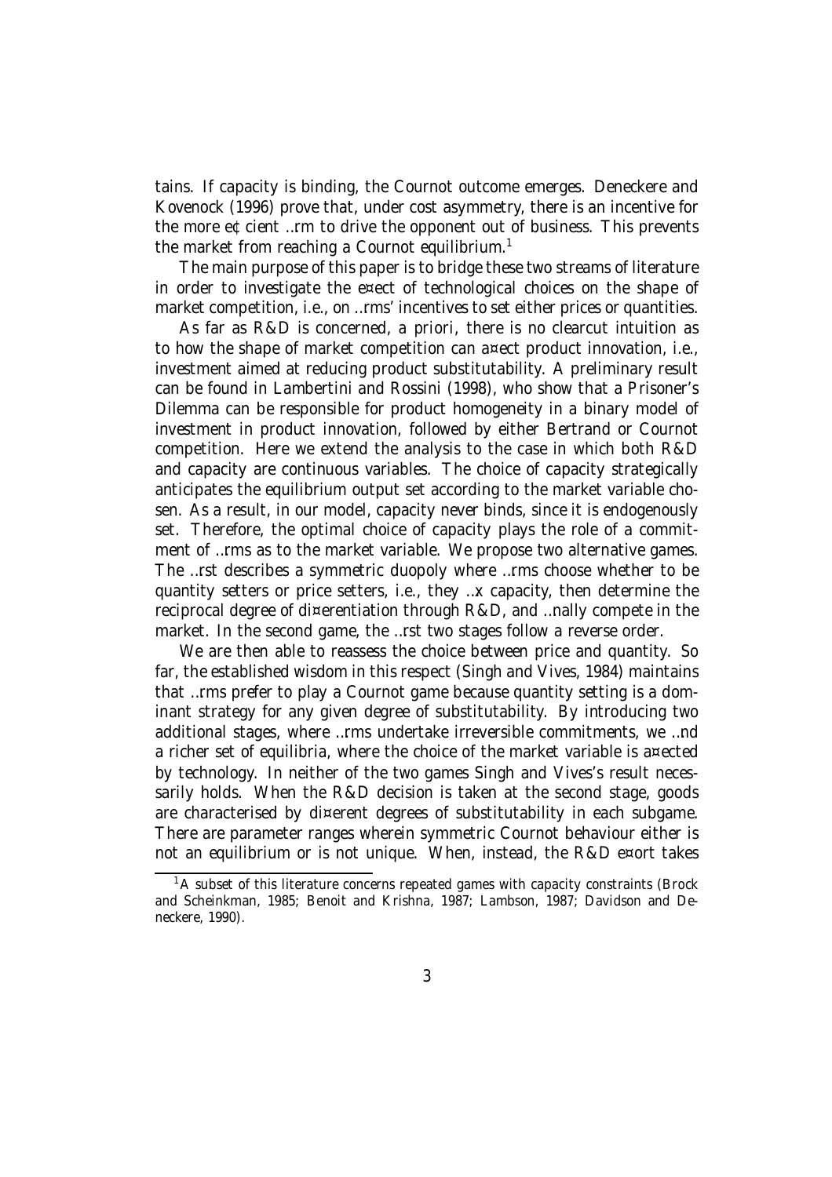tains. If capacity is binding, the Cournot outcome emerges. Deneckere and Kovenock (1996) prove that, under cost asymmetry, there is an incentive for the more efficient firm to drive the opponent out of business. This prevents the market from reaching a Cournot equilibrium.[1]

The main purpose of this paper is to bridge these two streams of literature in order to investigate the effect of technological choices on the shape of market competition, i.e., on firms' incentives to set either prices or quantities.

As far as R&D is concerned, a priori, there is no clearcut intuition as to how the shape of market competition can affect product innovation, i.e., investment aimed at reducing product substitutability. A preliminary result can be found in Lambertini and Rossini (1998), who show that a Prisoner's Dilemma can be responsible for product homogeneity in a binary model of investment in product innovation, followed by either Bertrand or Cournot competition. Here we extend the analysis to the case in which both R&D and capacity are continuous variables. The choice of capacity strategically anticipates the equilibrium output set according to the market variable chosen. As a result, in our model, capacity never binds, since it is endogenously set. Therefore, the optimal choice of capacity plays the role of a commitment of firms as to the market variable. We propose two alternative games. The first describes a symmetric duopoly where firms choose whether to be quantity setters or price setters, i.e., they fix capacity, then determine the reciprocal degree of differentiation through R&D, and finally compete in the market. In the second game, the first two stages follow a reverse order.

We are then able to reassess the choice between price and quantity. So far, the established wisdom in this respect (Singh and Vives, 1984) maintains that firms prefer to play a Cournot game because quantity setting is a dominant strategy for any given degree of substitutability. By introducing two additional stages, where firms undertake irreversible commitments, we find a richer set of equilibria, where the choice of the market variable is affected by technology. In neither of the two games Singh and Vives's result necessarily holds. When the R&D decision is taken at the second stage, goods are characterised by different degrees of substitutability in each subgame. There are parameter ranges wherein symmetric Cournot behaviour either is not an equilibrium or is not unique. When, instead, the R&D effort takes

[1] A subset of this literature concerns repeated games with capacity constraints (Brock and Scheinkman, 1985; Benoit and Krishna, 1987; Lambson, 1987; Davidson and Deneckere, 1990).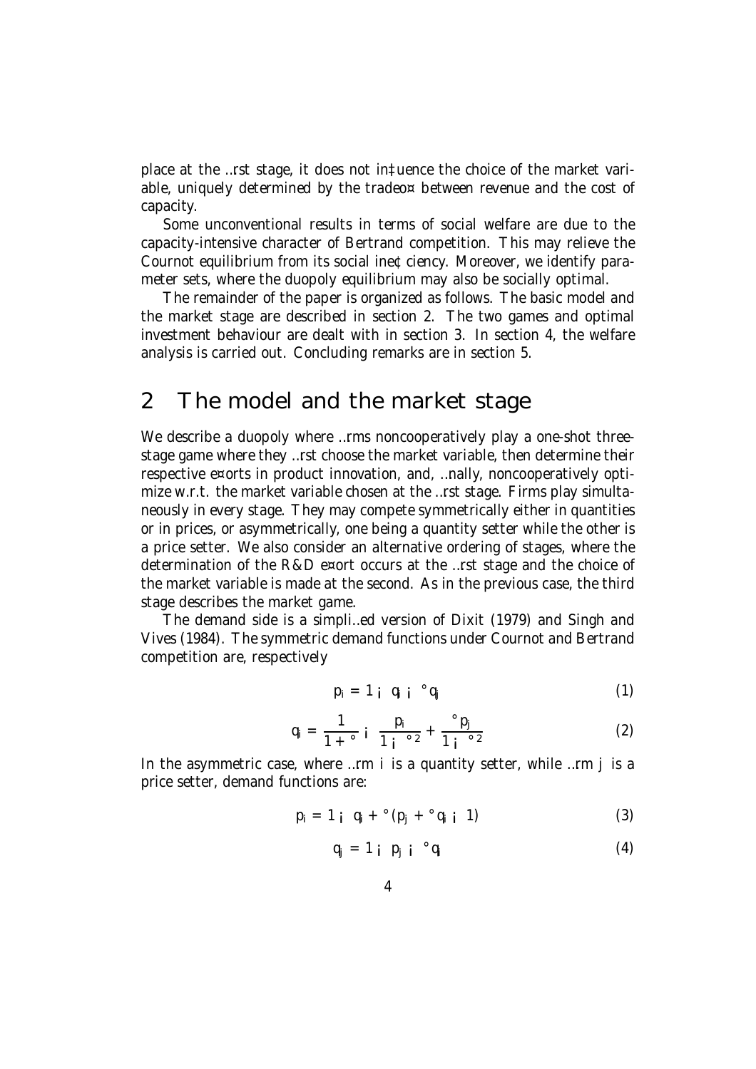place at the first stage, it does not influence the choice of the market variable, uniquely determined by the tradeoff between revenue and the cost of capacity.

Some unconventional results in terms of social welfare are due to the capacity-intensive character of Bertrand competition. This may relieve the Cournot equilibrium from its social inefficiency. Moreover, we identify parameter sets, where the duopoly equilibrium may also be socially optimal.

The remainder of the paper is organized as follows. The basic model and the market stage are described in section 2. The two games and optimal investment behaviour are dealt with in section 3. In section 4, the welfare analysis is carried out. Concluding remarks are in section 5.

## 2 The model and the market stage

We describe a duopoly where firms noncooperatively play a one-shot three-stage game where they first choose the market variable, then determine their respective efforts in product innovation, and, finally, noncooperatively optimize w.r.t. the market variable chosen at the first stage. Firms play simultaneously in every stage. They may compete symmetrically either in quantities or in prices, or asymmetrically, one being a quantity setter while the other is a price setter. We also consider an alternative ordering of stages, where the determination of the R&D effort occurs at the first stage and the choice of the market variable is made at the second. As in the previous case, the third stage describes the market game.

The demand side is a simplified version of Dixit (1979) and Singh and Vives (1984). The symmetric demand functions under Cournot and Bertrand competition are, respectively

$$p_i = 1 - q_i - \gamma q_j \tag{1}$$

$$q_i = \frac{1}{1+\gamma} - \frac{p_i}{1-\gamma^2} + \frac{\gamma p_j}{1-\gamma^2} \tag{2}$$

In the asymmetric case, where firm $i$ is a quantity setter, while firm $j$ is a price setter, demand functions are:

$$p_i = 1 - q_i + \gamma (p_j + \gamma q_i - 1) \tag{3}$$

$$q_j = 1 - p_j - \gamma q_i \tag{4}$$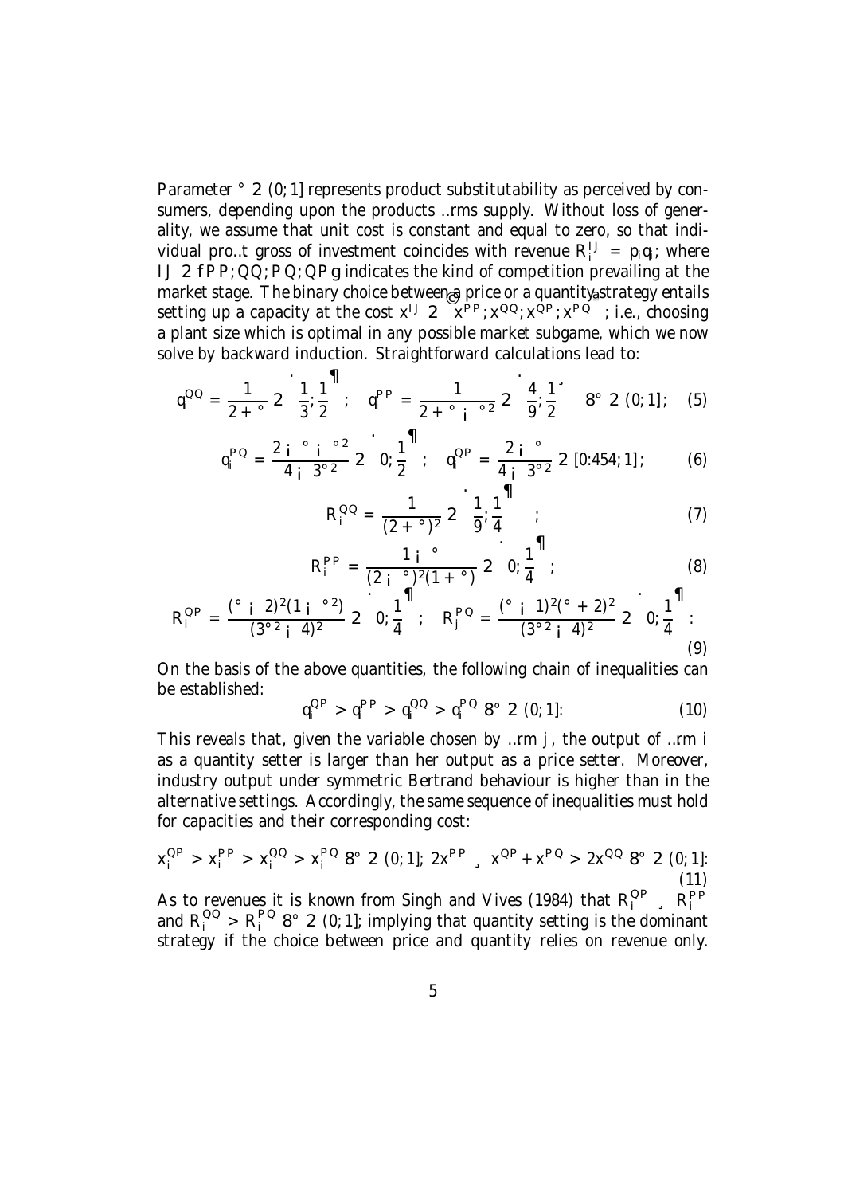Parameter $\gamma \in (0, 1]$ represents product substitutability as perceived by consumers, depending upon the products firms supply. Without loss of generality, we assume that unit cost is constant and equal to zero, so that individual profit gross of investment coincides with revenue $R_i^{IJ} = p_i q_i$, where $IJ \in \{PP, QQ, PQ, QP\}$ indicates the kind of competition prevailing at the market stage. The binary choice between a price or a quantity strategy entails setting up a capacity at the cost $x^{IJ} \in \{x^{PP}, x^{QQ}, x^{QP}, x^{PQ}\}$, i.e., choosing a plant size which is optimal in any possible market subgame, which we now solve by backward induction. Straightforward calculations lead to:

$$q_i^{QQ} = \frac{1}{2+\gamma} \in \left[\frac{1}{3}, \frac{1}{2}\right); \quad q_i^{PP} = \frac{1}{2+\gamma-\gamma^2} \in \left[\frac{4}{9}, \frac{1}{2}\right] \quad \forall \gamma \in (0, 1]; \quad (5)$$

$$q_i^{PQ} = \frac{2-\gamma-\gamma^2}{4-3\gamma^2} \in \left[0, \frac{1}{2}\right); \quad q_i^{QP} = \frac{2-\gamma}{4-3\gamma^2} \in [0.454, 1]; \quad (6)$$

$$R_i^{QQ} = \frac{1}{(2+\gamma)^2} \in \left[\frac{1}{9}, \frac{1}{4}\right); \quad (7)$$

$$R_i^{PP} = \frac{1-\gamma}{(2-\gamma)^2(1+\gamma)} \in \left[0, \frac{1}{4}\right); \quad (8)$$

$$R_i^{QP} = \frac{(\gamma-2)^2(1-\gamma^2)}{(3\gamma^2-4)^2} \in \left[0, \frac{1}{4}\right); \quad R_j^{PQ} = \frac{(\gamma-1)^2(\gamma+2)^2}{(3\gamma^2-4)^2} \in \left[0, \frac{1}{4}\right). \quad (9)$$

On the basis of the above quantities, the following chain of inequalities can be established:

$$q_i^{QP} > q_i^{PP} > q_i^{QQ} > q_i^{PQ} \;\forall \gamma \in (0, 1]. \quad (10)$$

This reveals that, given the variable chosen by firm $j$, the output of firm $i$ as a quantity setter is larger than her output as a price setter. Moreover, industry output under symmetric Bertrand behaviour is higher than in the alternative settings. Accordingly, the same sequence of inequalities must hold for capacities and their corresponding cost:

$$x_i^{QP} > x_i^{PP} > x_i^{QQ} > x_i^{PQ} \;\forall \gamma \in (0, 1]; \; 2x^{PP} \geq x^{QP} + x^{PQ} > 2x^{QQ} \;\forall \gamma \in (0, 1]. \quad (11)$$

As to revenues it is known from Singh and Vives (1984) that $R_i^{QP} \geq R_i^{PP}$ and $R_i^{QQ} > R_i^{PQ} \;\forall \gamma \in (0, 1]$, implying that quantity setting is the dominant strategy if the choice between price and quantity relies on revenue only.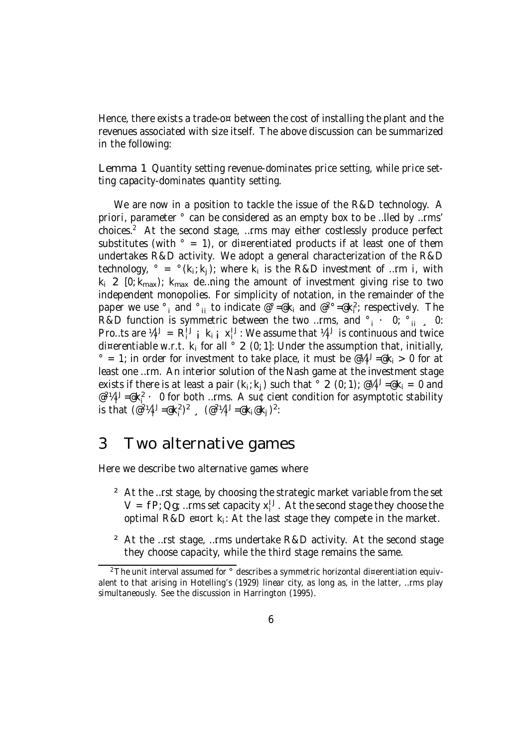Hence, there exists a trade-off between the cost of installing the plant and the revenues associated with size itself. The above discussion can be summarized in the following:

**Lemma 1** *Quantity setting revenue-dominates price setting, while price setting capacity-dominates quantity setting.*

We are now in a position to tackle the issue of the R&D technology. A priori, parameter $\gamma$ can be considered as an empty box to be filled by firms' choices.[2] At the second stage, firms may either costlessly produce perfect substitutes (with $\gamma = 1$), or differentiated products if at least one of them undertakes R&D activity. We adopt a general characterization of the R&D technology, $\gamma = \gamma(k_i, k_j)$, where $k_i$ is the R&D investment of firm $i$, with $k_i \in [0, k_{max})$, $k_{max}$ defining the amount of investment giving rise to two independent monopolies. For simplicity of notation, in the remainder of the paper we use $\gamma_i$ and $\gamma_{ii}$ to indicate $\partial\gamma/\partial k_i$ and $\partial^2\gamma/\partial k_i^2$, respectively. The R&D function is symmetric between the two firms, and $\gamma_i \leq 0$, $\gamma_{ii} \geq 0$. Profits are $\pi_i^{IJ} = R_i^{IJ} - k_i - x_i^{IJ}$. We assume that $\pi_i^{IJ}$ is continuous and twice differentiable w.r.t. $k_i$ for all $\gamma \in (0, 1]$. Under the assumption that, initially, $\gamma = 1$, in order for investment to take place, it must be $\partial\pi_i^{IJ}/\partial k_i > 0$ for at least one firm. An interior solution of the Nash game at the investment stage exists if there is at least a pair $(k_i, k_j)$ such that $\gamma \in (0, 1)$, $\partial\pi_i^{IJ}/\partial k_i = 0$ and $\partial^2\pi_i^{IJ}/\partial k_i^2 \leq 0$ for both firms. A sufficient condition for asymptotic stability is that $(\partial^2\pi_i^{IJ}/\partial k_i^2)^2 \geq (\partial^2\pi_i^{IJ}/\partial k_i \partial k_j)^2$.

## 3 Two alternative games

Here we describe two alternative games where

- At the first stage, by choosing the strategic market variable from the set $V = \{P, Q\}$, firms set capacity $x_i^{IJ}$. At the second stage they choose the optimal R&D effort $k_i$. At the last stage they compete in the market.
- At the first stage, firms undertake R&D activity. At the second stage they choose capacity, while the third stage remains the same.

[2] The unit interval assumed for $\gamma$ describes a symmetric horizontal differentiation equivalent to that arising in Hotelling's (1929) linear city, as long as, in the latter, firms play simultaneously. See the discussion in Harrington (1995).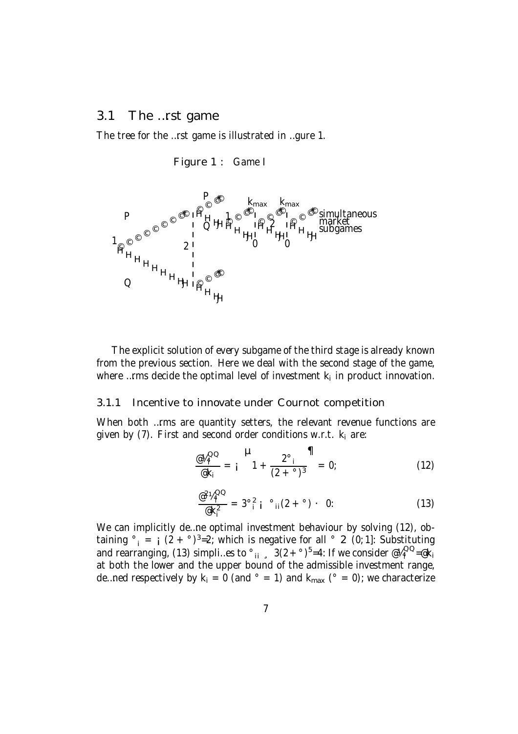## 3.1 The first game

The tree for the first game is illustrated in figure 1.

Figure 1 : Game I

The explicit solution of every subgame of the third stage is already known from the previous section. Here we deal with the second stage of the game, where firms decide the optimal level of investment $k_i$ in product innovation.

### 3.1.1 Incentive to innovate under Cournot competition

When both firms are quantity setters, the relevant revenue functions are given by (7). First and second order conditions w.r.t. $k_i$ are:

$$\frac{\partial \pi_i^{QQ}}{\partial k_i} = -\left(1 + \frac{2\gamma_i}{(2+\gamma)^3}\right) = 0; \tag{12}$$

$$\frac{\partial^2 \pi_i^{QQ}}{\partial k_i^2} = 3\gamma_i^2 - \gamma_{ii}(2+\gamma) \leq 0. \tag{13}$$

We can implicitly define optimal investment behaviour by solving (12), obtaining $\gamma_i = -(2+\gamma)^3/2$; which is negative for all $\gamma \in (0,1]$. Substituting and rearranging, (13) simplifies to $\gamma_{ii} \geq 3(2+\gamma)^5/4$. If we consider $\partial \pi_i^{QQ}/\partial k_i$ at both the lower and the upper bound of the admissible investment range, defined respectively by $k_i = 0$ (and $\gamma = 1$) and $k_{max}$ ($\gamma = 0$); we characterize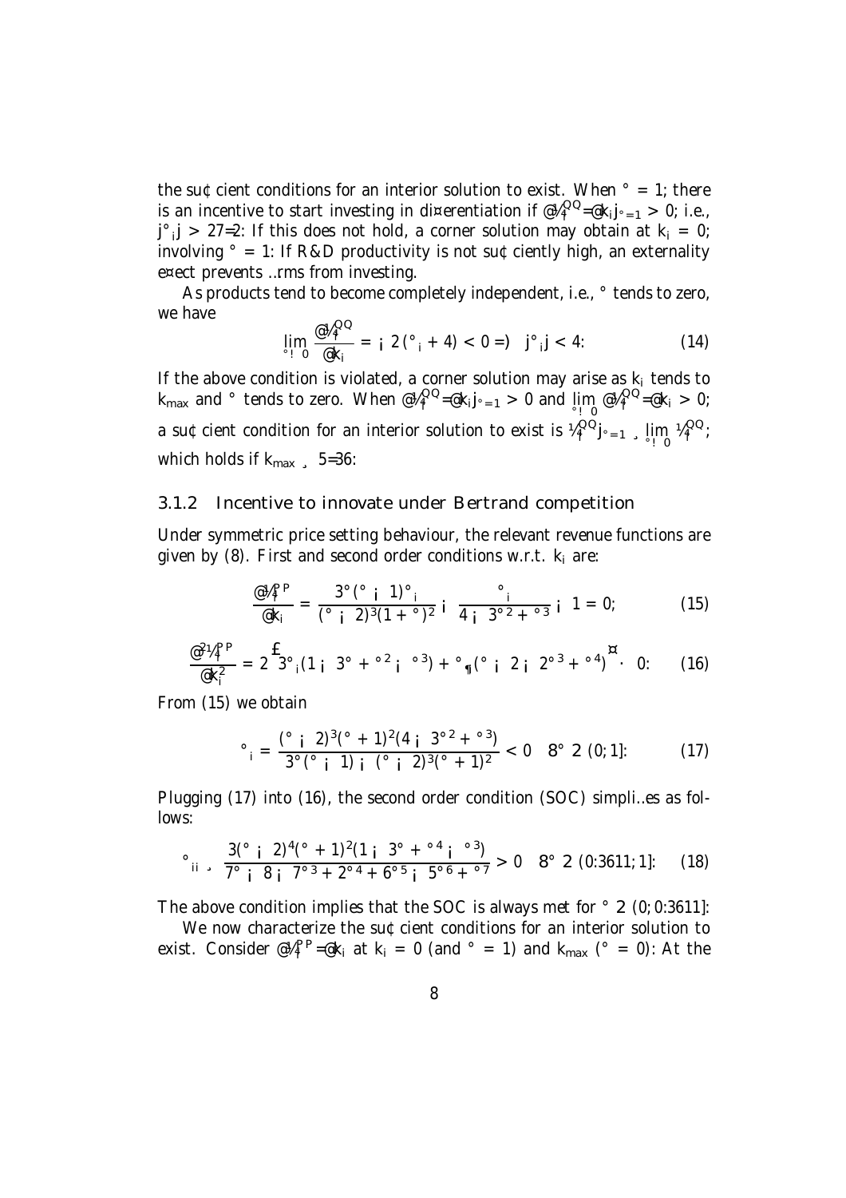the sufficient conditions for an interior solution to exist. When $\gamma = 1$, there is an incentive to start investing in differentiation if $\partial\pi_i^{QQ}/\partial k_i|_{\gamma=1} > 0$, i.e., $|\gamma_i| > 27/2$. If this does not hold, a corner solution may obtain at $k_i = 0$, involving $\gamma = 1$. If R&D productivity is not sufficiently high, an externality effect prevents firms from investing.

As products tend to become completely independent, i.e., $\gamma$ tends to zero, we have

$$\lim_{\gamma \to 0} \frac{\partial \pi_i^{QQ}}{\partial k_i} = -2(\gamma_i + 4) < 0 \Rightarrow |\gamma_i| < 4. \tag{14}$$

If the above condition is violated, a corner solution may arise as $k_i$ tends to $k_{max}$ and $\gamma$ tends to zero. When $\partial\pi_i^{QQ}/\partial k_i|_{\gamma=1} > 0$ and $\lim_{\gamma \to 0} \partial\pi_i^{QQ}/\partial k_i > 0$, a sufficient condition for an interior solution to exist is $\pi_i^{QQ}|_{\gamma=1} \geq \lim_{\gamma \to 0} \pi_i^{QQ}$, which holds if $k_{max} \geq 5/36$.

### 3.1.2 Incentive to innovate under Bertrand competition

Under symmetric price setting behaviour, the relevant revenue functions are given by (8). First and second order conditions w.r.t. $k_i$ are:

$$\frac{\partial \pi_i^{PP}}{\partial k_i} = \frac{3\gamma(\gamma - 1)\gamma_i}{(\gamma - 2)^3(1+\gamma)^2} - \frac{\gamma_i}{4 - 3\gamma^2 + \gamma^3} - 1 = 0, \tag{15}$$

$$\frac{\partial^2 \pi_i^{PP}}{\partial k_i^2} = 2\left[3\gamma_i(1 - 3\gamma + \gamma^2 - \gamma^3) + \gamma_{ii}(\gamma - 2 - 2\gamma^3 + \gamma^4)\right] \le 0. \tag{16}$$

From (15) we obtain

$$\gamma_i = \frac{(\gamma - 2)^3(\gamma + 1)^2(4 - 3\gamma^2 + \gamma^3)}{3\gamma(\gamma - 1) - (\gamma - 2)^3(\gamma + 1)^2} < 0 \quad \forall \gamma \in (0, 1]. \tag{17}$$

Plugging (17) into (16), the second order condition (SOC) simplifies as follows:

$$\gamma_{ii} \geq \frac{3(\gamma - 2)^4(\gamma + 1)^2(1 - 3\gamma + \gamma^4 - \gamma^3)}{7\gamma - 8 - 7\gamma^3 + 2\gamma^4 + 6\gamma^5 - 5\gamma^6 + \gamma^7} > 0 \quad \forall \gamma \in (0.3611, 1]. \tag{18}$$

The above condition implies that the SOC is always met for $\gamma \in (0, 0.3611]$.

We now characterize the sufficient conditions for an interior solution to exist. Consider $\partial\pi_i^{PP}/\partial k_i$ at $k_i = 0$ (and $\gamma = 1$) and $k_{max}$ ($\gamma = 0$). At the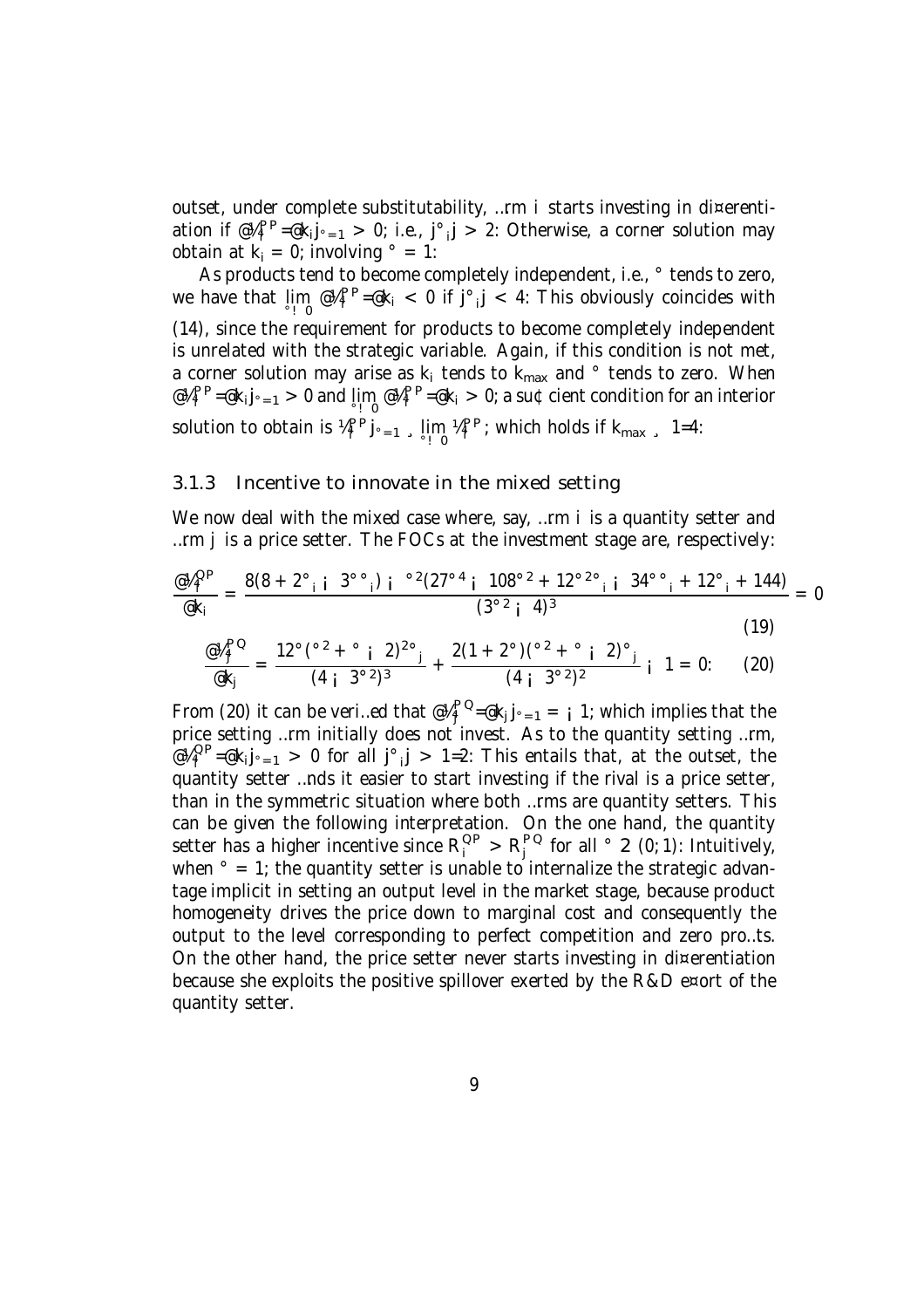outset, under complete substitutability, firm $i$ starts investing in differentiation if $\partial \pi_i^{PP}/\partial k_i|_{\gamma=1} > 0$; i.e., $|\gamma_i| > 2$. Otherwise, a corner solution may obtain at $k_i = 0$, involving $\gamma = 1$.

As products tend to become completely independent, i.e., $\gamma$ tends to zero, we have that $\lim_{\gamma \to 0} \partial \pi_i^{PP}/\partial k_i < 0$ if $|\gamma_i| < 4$. This obviously coincides with (14), since the requirement for products to become completely independent is unrelated with the strategic variable. Again, if this condition is not met, a corner solution may arise as $k_i$ tends to $k_{max}$ and $\gamma$ tends to zero. When $\partial \pi_i^{PP}/\partial k_i|_{\gamma=1} > 0$ and $\lim_{\gamma \to 0} \partial \pi_i^{PP}/\partial k_i > 0$, a sufficient condition for an interior solution to obtain is $\pi_i^{PP}|_{\gamma=1} \geq \lim_{\gamma \to 0} \pi_i^{PP}$, which holds if $k_{max} \geq 1/4$.

### 3.1.3 Incentive to innovate in the mixed setting

We now deal with the mixed case where, say, firm $i$ is a quantity setter and firm $j$ is a price setter. The FOCs at the investment stage are, respectively:

$$\frac{\partial \pi_i^{QP}}{\partial k_i} = \frac{8(8 + 2\gamma_i - 3\gamma\gamma_i) - \gamma^2(27\gamma^4 - 108\gamma^2 + 12\gamma^2\gamma_i - 34\gamma\gamma_i + 12\gamma_i + 144)}{(3\gamma^2 - 4)^3} = 0 \tag{19}$$

$$\frac{\partial \pi_j^{PQ}}{\partial k_j} = \frac{12\gamma(\gamma^2 + \gamma - 2)^2\gamma_j}{(4 - 3\gamma^2)^3} + \frac{2(1 + 2\gamma)(\gamma^2 + \gamma - 2)\gamma_j}{(4 - 3\gamma^2)^2} - 1 = 0. \tag{20}$$

From (20) it can be verified that $\partial \pi_j^{PQ}/\partial k_j|_{\gamma=1} = -1$, which implies that the price setting firm initially does not invest. As to the quantity setting firm, $\partial \pi_i^{QP}/\partial k_i|_{\gamma=1} > 0$ for all $|\gamma_i| > 1/2$. This entails that, at the outset, the quantity setter finds it easier to start investing if the rival is a price setter, than in the symmetric situation where both firms are quantity setters. This can be given the following interpretation. On the one hand, the quantity setter has a higher incentive since $R_i^{QP} > R_j^{PQ}$ for all $\gamma \in (0, 1)$. Intuitively, when $\gamma = 1$, the quantity setter is unable to internalize the strategic advantage implicit in setting an output level in the market stage, because product homogeneity drives the price down to marginal cost and consequently the output to the level corresponding to perfect competition and zero profits. On the other hand, the price setter never starts investing in differentiation because she exploits the positive spillover exerted by the R&D effort of the quantity setter.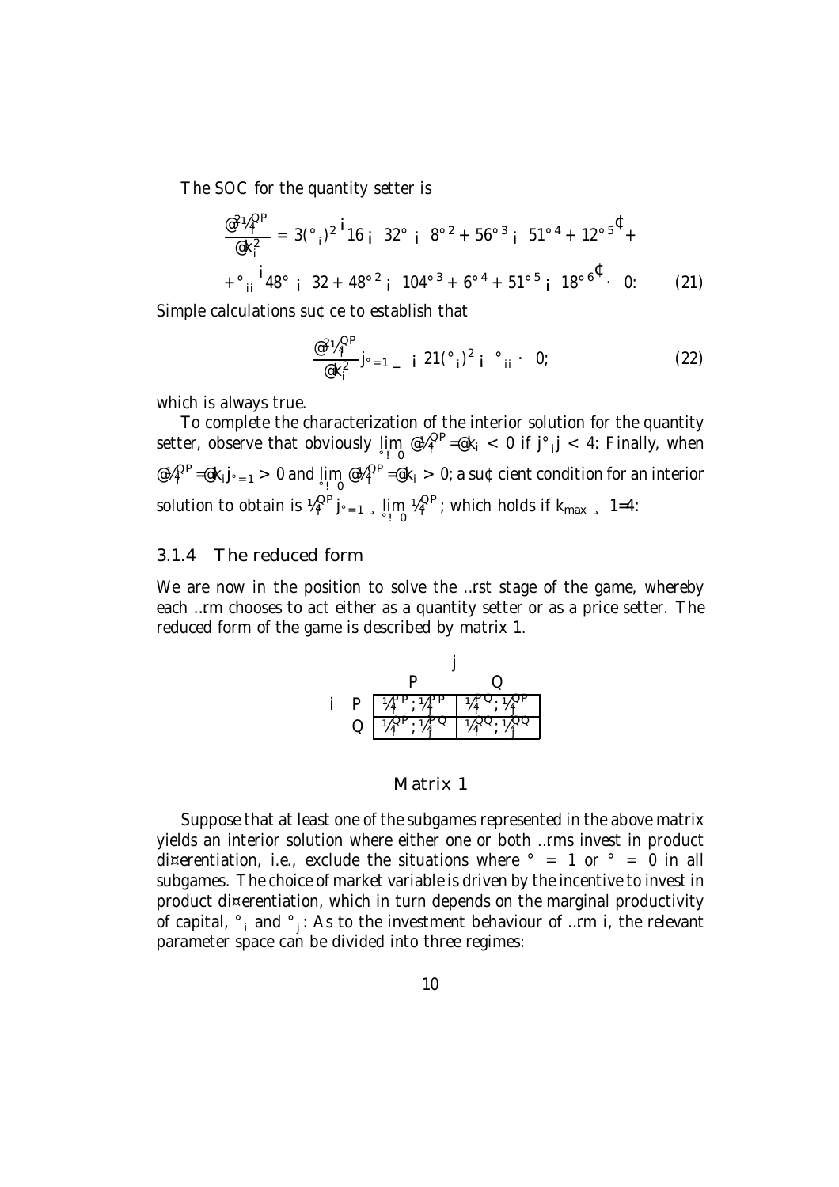The SOC for the quantity setter is

$$\frac{\partial^2 \pi_i^{QP}}{\partial k_i^2} = 3(\gamma_i)^2 \left(16 - 32\gamma - 8\gamma^2 + 56\gamma^3 - 51\gamma^4 + 12\gamma^5\right) +$$

$$+\gamma_{ii}\left(48\gamma - 32 + 48\gamma^2 - 104\gamma^3 + 6\gamma^4 + 51\gamma^5 - 18\gamma^6\right) \leq 0. \qquad (21)$$

Simple calculations suffice to establish that

$$\frac{\partial^2 \pi_i^{QP}}{\partial k_i^2}\Big|_{\gamma=1} \propto -21(\gamma_i)^2 - \gamma_{ii} \leq 0, \qquad (22)$$

which is always true.

To complete the characterization of the interior solution for the quantity setter, observe that obviously $\lim_{\gamma\to 0} \partial\pi_i^{QP}/\partial k_i < 0$ if $|\gamma_i| < 4$. Finally, when $\partial\pi_i^{QP}/\partial k_i|_{\gamma=1} > 0$ and $\lim_{\gamma\to 0} \partial\pi_i^{QP}/\partial k_i > 0$, a sufficient condition for an interior solution to obtain is $\pi_i^{QP}|_{\gamma=1} \geq \lim_{\gamma\to 0} \pi_i^{QP}$, which holds if $k_{max} \geq 1/4$.

### 3.1.4 The reduced form

We are now in the position to solve the first stage of the game, whereby each firm chooses to act either as a quantity setter or as a price setter. The reduced form of the game is described by matrix 1.

| | | $j$ | |
|---|---|---|---|
| | | $P$ | $Q$ |
| $i$ | $P$ | $\pi_i^{PP}; \pi_j^{PP}$ | $\pi_i^{PQ}; \pi_j^{QP}$ |
| | $Q$ | $\pi_i^{QP}; \pi_j^{PQ}$ | $\pi_i^{QQ}; \pi_j^{QQ}$ |

Matrix 1

Suppose that at least one of the subgames represented in the above matrix yields an interior solution where either one or both firms invest in product differentiation, i.e., exclude the situations where $\gamma = 1$ or $\gamma = 0$ in all subgames. The choice of market variable is driven by the incentive to invest in product differentiation, which in turn depends on the marginal productivity of capital, $\gamma_i$ and $\gamma_j$. As to the investment behaviour of firm $i$, the relevant parameter space can be divided into three regimes: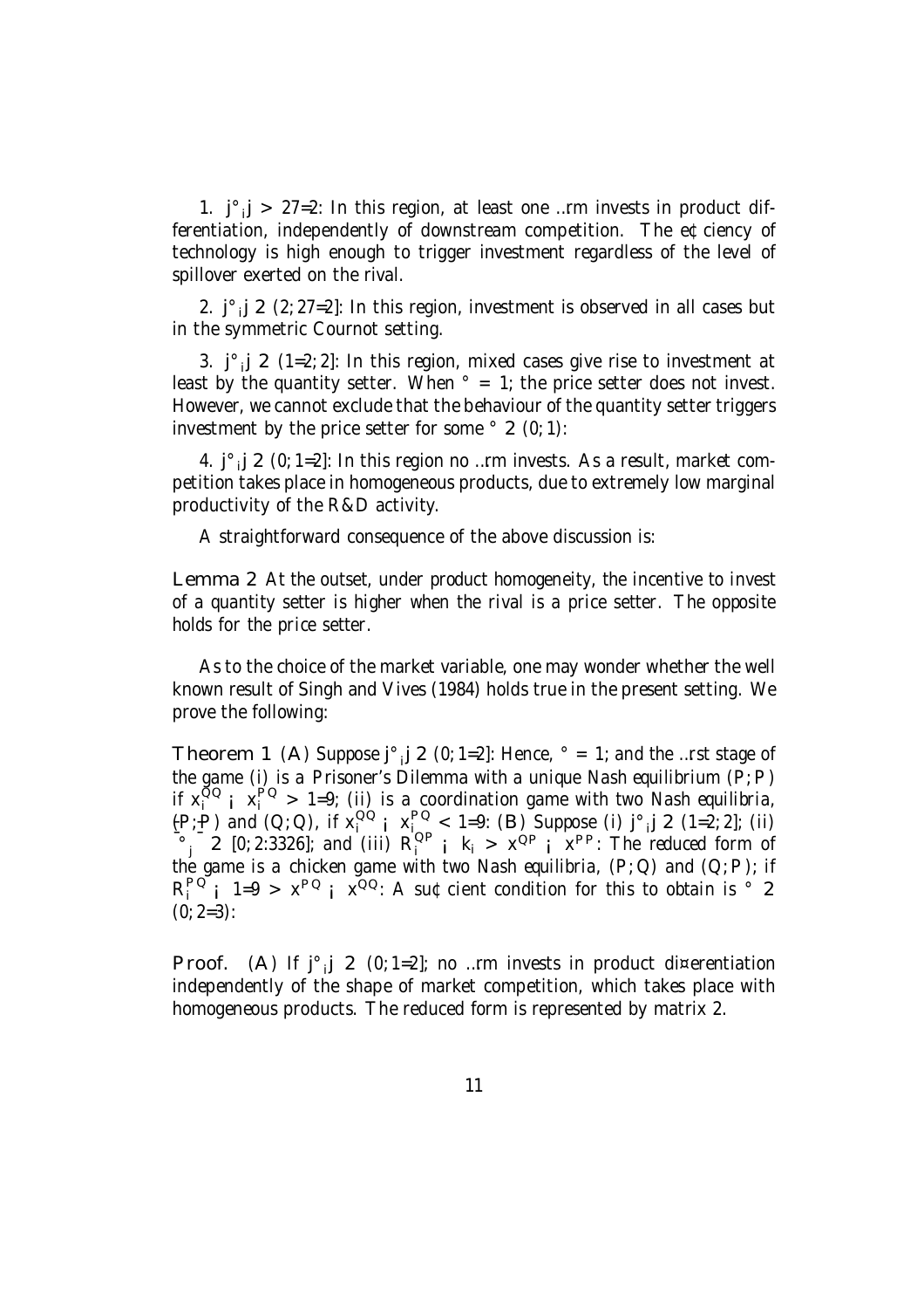1. $|\gamma_i| > 27/2$: In this region, at least one firm invests in product differentiation, independently of downstream competition. The efficiency of technology is high enough to trigger investment regardless of the level of spillover exerted on the rival.

2. $|\gamma_i| \in (2; 27/2]$: In this region, investment is observed in all cases but in the symmetric Cournot setting.

3. $|\gamma_i| \in (1/2; 2]$: In this region, mixed cases give rise to investment at least by the quantity setter. When $\theta = 1$; the price setter does not invest. However, we cannot exclude that the behaviour of the quantity setter triggers investment by the price setter for some $\theta \in (0; 1)$:

4. $|\gamma_i| \in (0; 1/2]$: In this region no firm invests. As a result, market competition takes place in homogeneous products, due to extremely low marginal productivity of the R&D activity.

A straightforward consequence of the above discussion is:

**Lemma 2** *At the outset, under product homogeneity, the incentive to invest of a quantity setter is higher when the rival is a price setter. The opposite holds for the price setter.*

As to the choice of the market variable, one may wonder whether the well known result of Singh and Vives (1984) holds true in the present setting. We prove the following:

**Theorem 1** *(A) Suppose $|\gamma_i| \in (0; 1/2]$: Hence, $\theta = 1$; and the first stage of the game (i) is a Prisoner's Dilemma with a unique Nash equilibrium $(P; P)$ if $x_i^{QQ} - x_i^{PQ} > 1/9$; (ii) is a coordination game with two Nash equilibria, $(P; P)$ and $(Q; Q)$, if $x_i^{QQ} - x_i^{PQ} < 1/9$: (B) Suppose (i) $|\gamma_i| \in (1/2; 2]$; (ii) $\beta_j^{\theta} \in [0; 2.3326]$; and (iii) $R_i^{QP} - k_i > x^{QP} - x^{PP}$: The reduced form of the game is a chicken game with two Nash equilibria, $(P; Q)$ and $(Q; P)$; if $R_i^{PQ} - 1/9 > x^{PQ} - x^{QQ}$: A sufficient condition for this to obtain is $\theta \in (0; 2/3)$:*

**Proof.** (A) If $|\gamma_i| \in (0; 1/2]$; no firm invests in product differentiation independently of the shape of market competition, which takes place with homogeneous products. The reduced form is represented by matrix 2.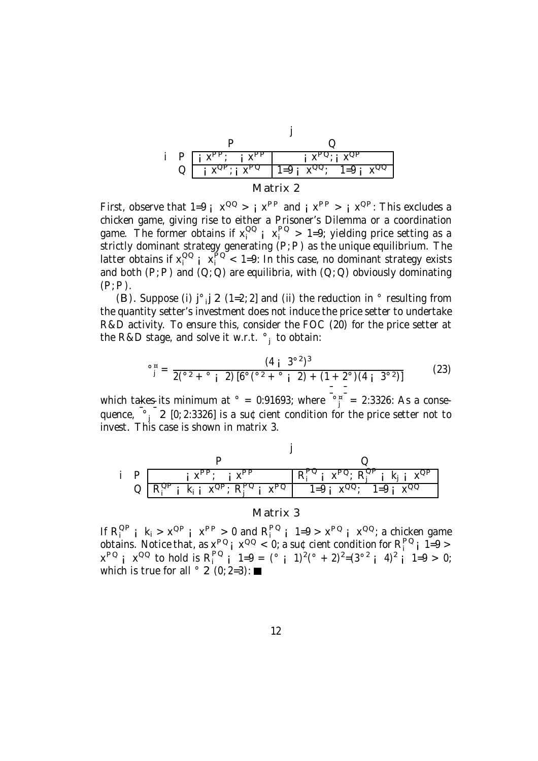|   |   | $j$ |   |
|---|---|---|---|
|   |   | $P$ | $Q$ |
| $i$ | $P$ | $-x^{PP};\ -x^{PP}$ | $-x^{PQ};-x^{QP}$ |
|   | $Q$ | $-x^{QP};-x^{PQ}$ | $1/9-x^{QQ};\ \ 1/9-x^{QQ}$ |

Matrix 2

First, observe that $1/9-x^{QQ}>-x^{PP}$ and $-x^{PP}>-x^{QP}$. This excludes a chicken game, giving rise to either a Prisoner's Dilemma or a coordination game. The former obtains if $x_i^{QQ}-x_i^{PQ}>1/9$, yielding price setting as a strictly dominant strategy generating $(P;P)$ as the unique equilibrium. The latter obtains if $x_i^{QQ}-x_i^{PQ}<1/9$. In this case, no dominant strategy exists and both $(P;P)$ and $(Q;Q)$ are equilibria, with $(Q;Q)$ obviously dominating $(P;P)$.

(B). Suppose (i) $|\gamma_j|\in(1/2;2]$ and (ii) the reduction in $\gamma$ resulting from the quantity setter's investment does not induce the price setter to undertake R&D activity. To ensure this, consider the FOC (20) for the price setter at the R&D stage, and solve it w.r.t. $\gamma_j$ to obtain:

$$\gamma_j^{*}=\frac{(4-3\gamma^2)^3}{2(\gamma^2+\gamma-2)\left[6\gamma(\gamma^2+\gamma-2)+(1+2\gamma)(4-3\gamma^2)\right]} \tag{23}$$

which takes its minimum at $\gamma=0.91693$, where $\left|\gamma_j^{*}\right|=2.3326$. As a consequence, $\left|\gamma_j\right|\in[0;2.3326]$ is a sufficient condition for the price setter not to invest. This case is shown in matrix 3.

|   |   | $j$ |   |
|---|---|---|---|
|   |   | $P$ | $Q$ |
| $i$ | $P$ | $-x^{PP};\ \ -x^{PP}$ | $R_i^{PQ}-x^{PQ};\ R_j^{QP}-k_j-x^{QP}$ |
|   | $Q$ | $R_i^{QP}-k_i-x^{QP};\ R_j^{PQ}-x^{PQ}$ | $1/9-x^{QQ};\ \ 1/9-x^{QQ}$ |

Matrix 3

If $R_i^{QP}-k_i>x^{QP}-x^{PP}>0$ and $R_i^{PQ}-1/9>x^{PQ}-x^{QQ}$, a chicken game obtains. Notice that, as $x^{PQ}-x^{QQ}<0$, a sufficient condition for $R_i^{PQ}-1/9>x^{PQ}-x^{QQ}$ to hold is $R_i^{PQ}-1/9=(\gamma-1)^2(\gamma+2)^2/(3\gamma^2-4)^2-1/9>0$, which is true for all $\gamma\in(0;2/3)$. ■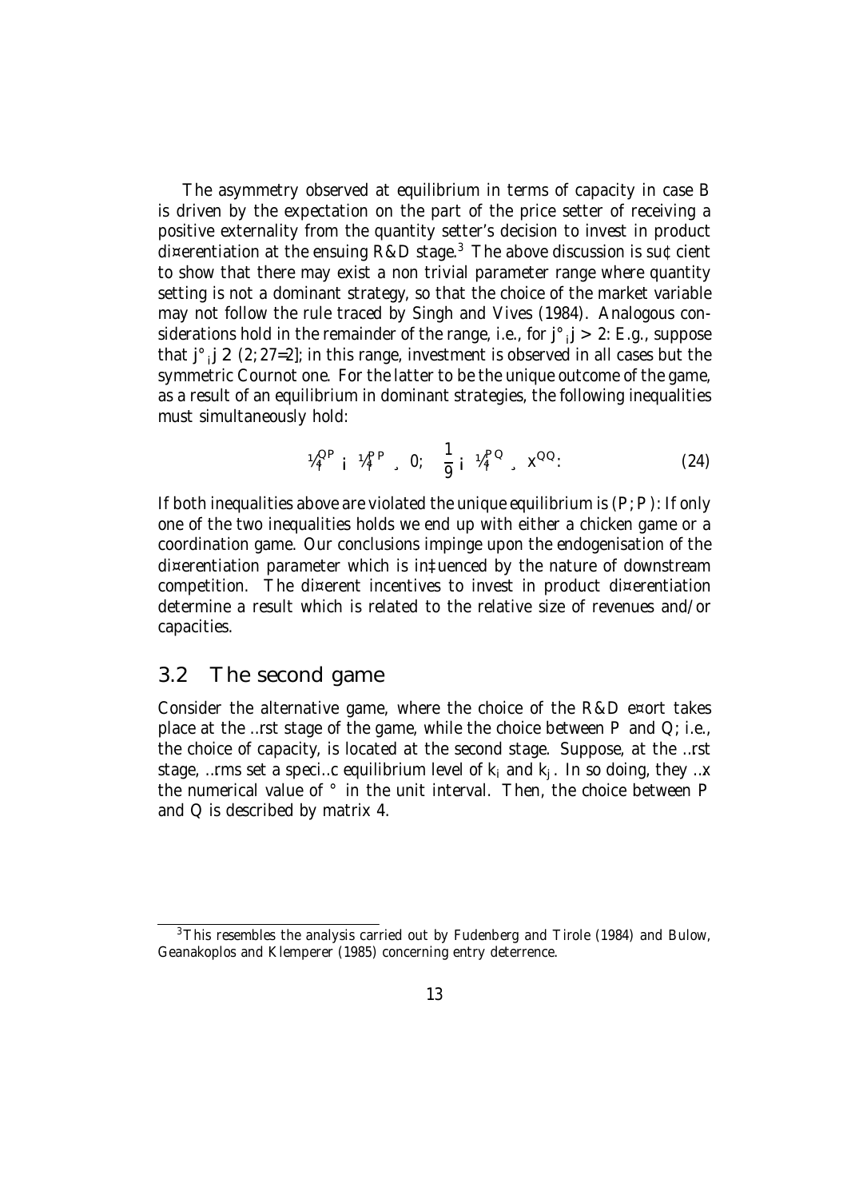The asymmetry observed at equilibrium in terms of capacity in case B is driven by the expectation on the part of the price setter of receiving a positive externality from the quantity setter's decision to invest in product differentiation at the ensuing R&D stage.[3] The above discussion is sufficient to show that there may exist a non trivial parameter range where quantity setting is not a dominant strategy, so that the choice of the market variable may not follow the rule traced by Singh and Vives (1984). Analogous considerations hold in the remainder of the range, i.e., for $|\gamma| > 2$. E.g., suppose that $|\gamma| \in (2, 27/2]$; in this range, investment is observed in all cases but the symmetric Cournot one. For the latter to be the unique outcome of the game, as a result of an equilibrium in dominant strategies, the following inequalities must simultaneously hold:

$$\pi_f^{QP} - \pi_f^{PP} \geq 0; \quad \frac{1}{9} - \pi_f^{PQ} \geq x^{QQ}. \tag{24}$$

If both inequalities above are violated the unique equilibrium is $(P, P)$. If only one of the two inequalities holds we end up with either a chicken game or a coordination game. Our conclusions impinge upon the endogenisation of the differentiation parameter which is influenced by the nature of downstream competition. The different incentives to invest in product differentiation determine a result which is related to the relative size of revenues and/or capacities.

## 3.2 The second game

Consider the alternative game, where the choice of the R&D effort takes place at the first stage of the game, while the choice between $P$ and $Q$, i.e., the choice of capacity, is located at the second stage. Suppose, at the first stage, firms set a specific equilibrium level of $k_i$ and $k_j$. In so doing, they fix the numerical value of $\gamma$ in the unit interval. Then, the choice between $P$ and $Q$ is described by matrix 4.

[3] This resembles the analysis carried out by Fudenberg and Tirole (1984) and Bulow, Geanakoplos and Klemperer (1985) concerning entry deterrence.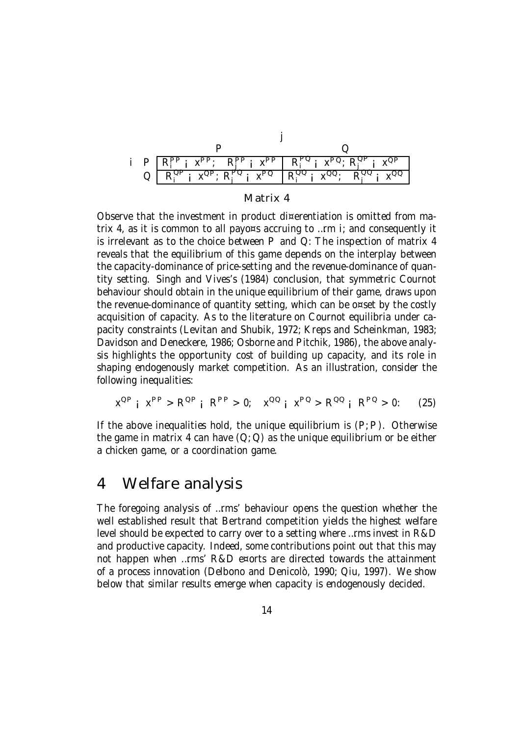|  |  | $j$ |  |
|---|---|---|---|
|  |  | $P$ | $Q$ |
| $i$ | $P$ | $R_i^{PP} - x^{PP};\ R_j^{PP} - x^{PP}$ | $R_i^{PQ} - x^{PQ}; R_j^{QP} - x^{QP}$ |
|  | $Q$ | $R_i^{QP} - x^{QP}; R_j^{PQ} - x^{PQ}$ | $R_i^{QQ} - x^{QQ};\ R_j^{QQ} - x^{QQ}$ |

Matrix 4

Observe that the investment in product differentiation is omitted from matrix 4, as it is common to all payoffs accruing to firm $i$; and consequently it is irrelevant as to the choice between $P$ and $Q$. The inspection of matrix 4 reveals that the equilibrium of this game depends on the interplay between the capacity-dominance of price-setting and the revenue-dominance of quantity setting. Singh and Vives's (1984) conclusion, that symmetric Cournot behaviour should obtain in the unique equilibrium of their game, draws upon the revenue-dominance of quantity setting, which can be offset by the costly acquisition of capacity. As to the literature on Cournot equilibria under capacity constraints (Levitan and Shubik, 1972; Kreps and Scheinkman, 1983; Davidson and Deneckere, 1986; Osborne and Pitchik, 1986), the above analysis highlights the opportunity cost of building up capacity, and its role in shaping endogenously market competition. As an illustration, consider the following inequalities:

$$x^{QP} - x^{PP} > R^{QP} - R^{PP} > 0; \quad x^{QQ} - x^{PQ} > R^{QQ} - R^{PQ} > 0. \qquad (25)$$

If the above inequalities hold, the unique equilibrium is $(P; P)$. Otherwise the game in matrix 4 can have $(Q; Q)$ as the unique equilibrium or be either a chicken game, or a coordination game.

# 4 Welfare analysis

The foregoing analysis of firms' behaviour opens the question whether the well established result that Bertrand competition yields the highest welfare level should be expected to carry over to a setting where firms invest in R&D and productive capacity. Indeed, some contributions point out that this may not happen when firms' R&D efforts are directed towards the attainment of a process innovation (Delbono and Denicolò, 1990; Qiu, 1997). We show below that similar results emerge when capacity is endogenously decided.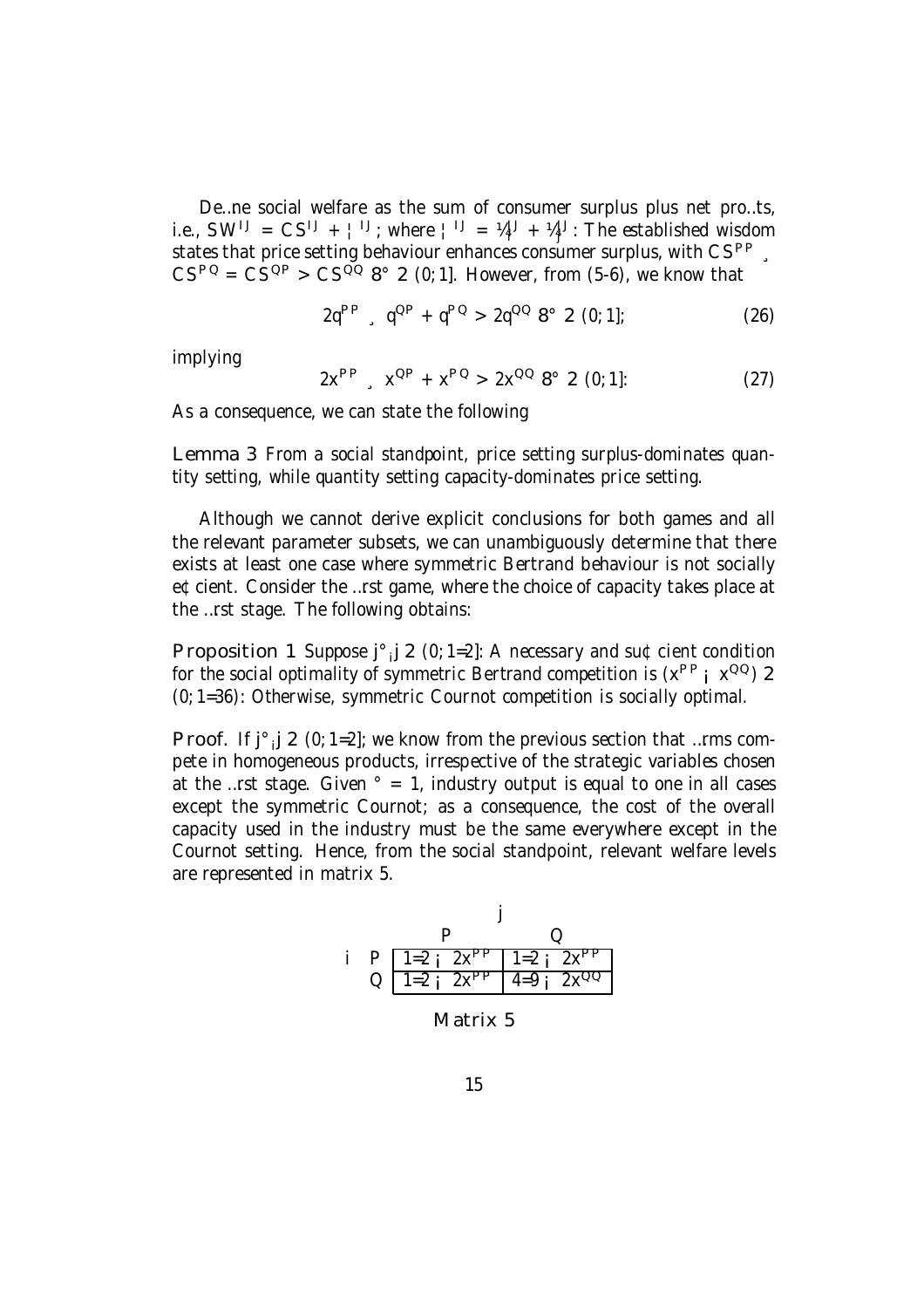Define social welfare as the sum of consumer surplus plus net profits, i.e., $SW^{IJ} = CS^{IJ} + \Pi^{IJ}$; where $\Pi^{IJ} = \pi_i^{IJ} + \pi_j^{IJ}$: The established wisdom states that price setting behaviour enhances consumer surplus, with $CS^{PP} \geq CS^{PQ} = CS^{QP} > CS^{QQ}$ $\forall \gamma \in (0,1]$. However, from (5-6), we know that

$$2q^{PP} \geq q^{QP} + q^{PQ} > 2q^{QQ} \; \forall \gamma \in (0,1]; \tag{26}$$

implying

$$2x^{PP} \geq x^{QP} + x^{PQ} > 2x^{QQ} \; \forall \gamma \in (0,1]. \tag{27}$$

As a consequence, we can state the following

**Lemma 3** *From a social standpoint, price setting surplus-dominates quantity setting, while quantity setting capacity-dominates price setting.*

Although we cannot derive explicit conclusions for both games and all the relevant parameter subsets, we can unambiguously determine that there exists at least one case where symmetric Bertrand behaviour is not socially efficient. Consider the first game, where the choice of capacity takes place at the first stage. The following obtains:

**Proposition 1** *Suppose $|\gamma_{ij}| \in (0, 1/2]$. A necessary and sufficient condition for the social optimality of symmetric Bertrand competition is $(x^{PP} - x^{QQ}) \in (0, 1/36)$. Otherwise, symmetric Cournot competition is socially optimal.*

**Proof.** If $|\gamma_{ij}| \in (0, 1/2]$; we know from the previous section that firms compete in homogeneous products, irrespective of the strategic variables chosen at the first stage. Given $\gamma = 1$, industry output is equal to one in all cases except the symmetric Cournot; as a consequence, the cost of the overall capacity used in the industry must be the same everywhere except in the Cournot setting. Hence, from the social standpoint, relevant welfare levels are represented in matrix 5.

| | | $j$ | |
|---|---|---|---|
| | | $P$ | $Q$ |
| $i$ | $P$ | $1/2 - 2x^{PP}$ | $1/2 - 2x^{PP}$ |
| | $Q$ | $1/2 - 2x^{PP}$ | $4/9 - 2x^{QQ}$ |

Matrix 5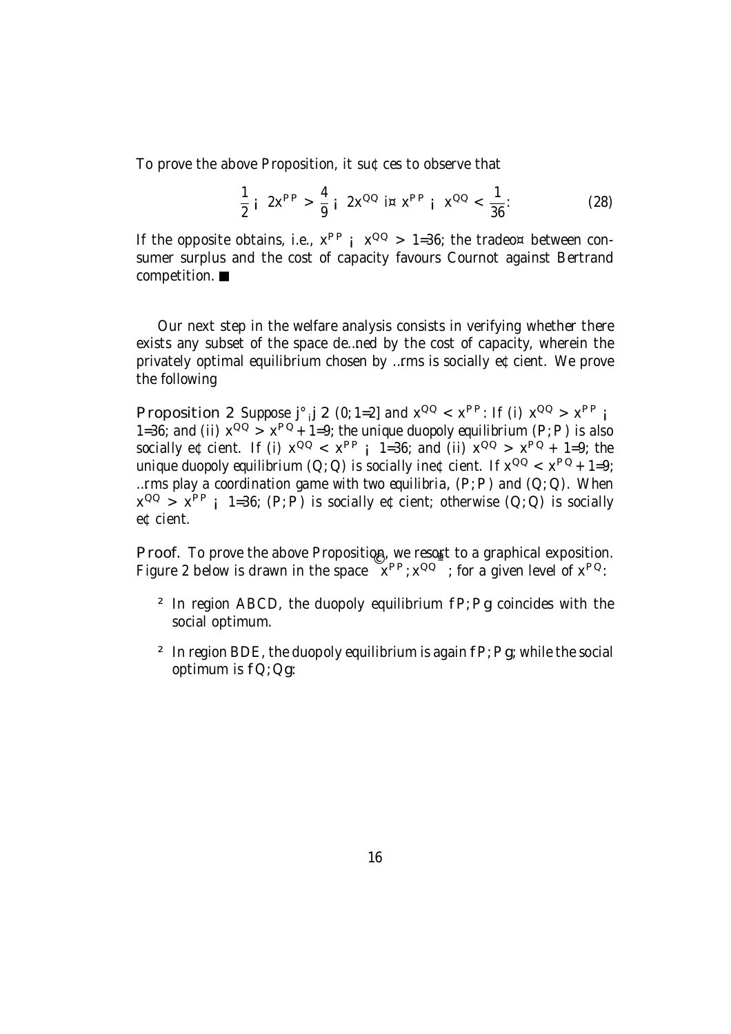To prove the above Proposition, it suffices to observe that

$$\frac{1}{2} - 2x^{PP} > \frac{4}{9} - 2x^{QQ} \Leftrightarrow x^{PP} - x^{QQ} < \frac{1}{36}. \tag{28}$$

If the opposite obtains, i.e., $x^{PP} - x^{QQ} > 1/36$, the tradeoff between consumer surplus and the cost of capacity favours Cournot against Bertrand competition. ■

Our next step in the welfare analysis consists in verifying whether there exists any subset of the space defined by the cost of capacity, wherein the privately optimal equilibrium chosen by firms is socially efficient. We prove the following

**Proposition 2** *Suppose $|\gamma| \in (0, 1/2]$ and $x^{QQ} < x^{PP}$. If (i) $x^{QQ} > x^{PP} - 1/36$; and (ii) $x^{QQ} > x^{PQ} + 1/9$, the unique duopoly equilibrium $(P, P)$ is also socially efficient. If (i) $x^{QQ} < x^{PP} - 1/36$; and (ii) $x^{QQ} > x^{PQ} + 1/9$, the unique duopoly equilibrium $(Q, Q)$ is socially inefficient. If $x^{QQ} < x^{PQ} + 1/9$, firms play a coordination game with two equilibria, $(P, P)$ and $(Q, Q)$. When $x^{QQ} > x^{PP} - 1/36$, $(P, P)$ is socially efficient; otherwise $(Q, Q)$ is socially efficient.*

**Proof.** To prove the above Proposition, we resort to a graphical exposition. Figure 2 below is drawn in the space $\left(x^{PP}, x^{QQ}\right)$, for a given level of $x^{PQ}$.

- In region ABCD, the duopoly equilibrium $\{P, P\}$ coincides with the social optimum.
- In region BDE, the duopoly equilibrium is again $\{P, P\}$, while the social optimum is $\{Q, Q\}$.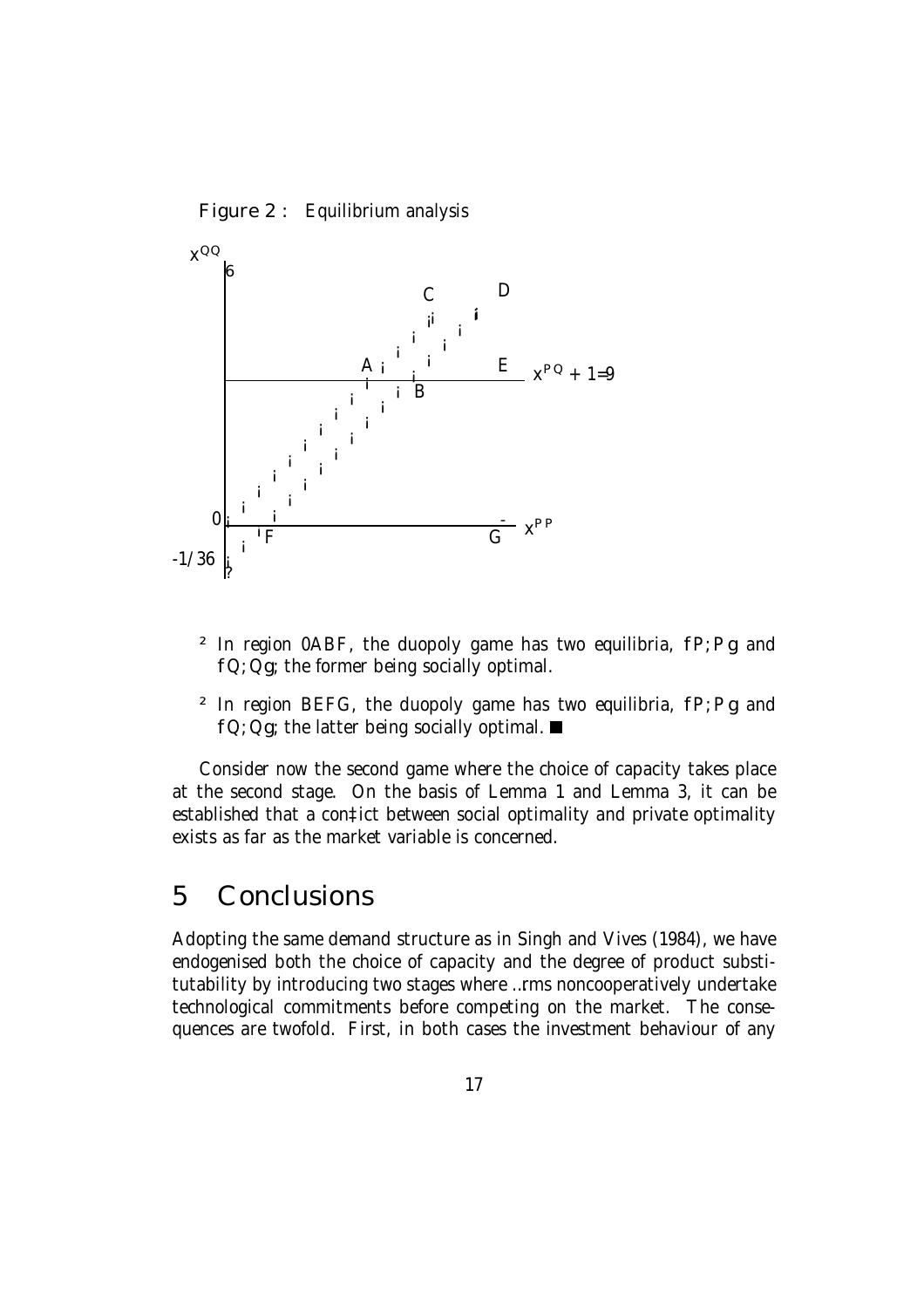Figure 2 : Equilibrium analysis

- In region 0ABF, the duopoly game has two equilibria, $\{P; P\}$ and $\{Q; Q\}$; the former being socially optimal.
- In region BEFG, the duopoly game has two equilibria, $\{P; P\}$ and $\{Q; Q\}$; the latter being socially optimal. ■

Consider now the second game where the choice of capacity takes place at the second stage. On the basis of Lemma 1 and Lemma 3, it can be established that a conflict between social optimality and private optimality exists as far as the market variable is concerned.

# 5 Conclusions

Adopting the same demand structure as in Singh and Vives (1984), we have endogenised both the choice of capacity and the degree of product substitutability by introducing two stages where firms noncooperatively undertake technological commitments before competing on the market. The consequences are twofold. First, in both cases the investment behaviour of any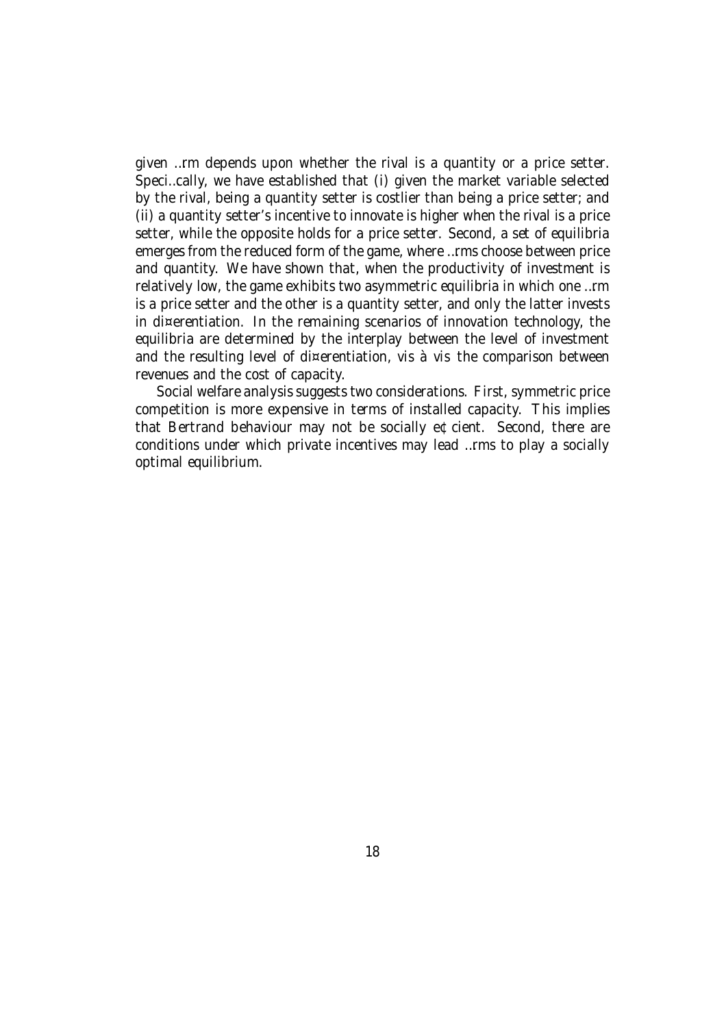given firm depends upon whether the rival is a quantity or a price setter. Specifically, we have established that (i) given the market variable selected by the rival, being a quantity setter is costlier than being a price setter; and (ii) a quantity setter's incentive to innovate is higher when the rival is a price setter, while the opposite holds for a price setter. Second, a set of equilibria emerges from the reduced form of the game, where firms choose between price and quantity. We have shown that, when the productivity of investment is relatively low, the game exhibits two asymmetric equilibria in which one firm is a price setter and the other is a quantity setter, and only the latter invests in differentiation. In the remaining scenarios of innovation technology, the equilibria are determined by the interplay between the level of investment and the resulting level of differentiation, vis à vis the comparison between revenues and the cost of capacity.

Social welfare analysis suggests two considerations. First, symmetric price competition is more expensive in terms of installed capacity. This implies that Bertrand behaviour may not be socially efficient. Second, there are conditions under which private incentives may lead firms to play a socially optimal equilibrium.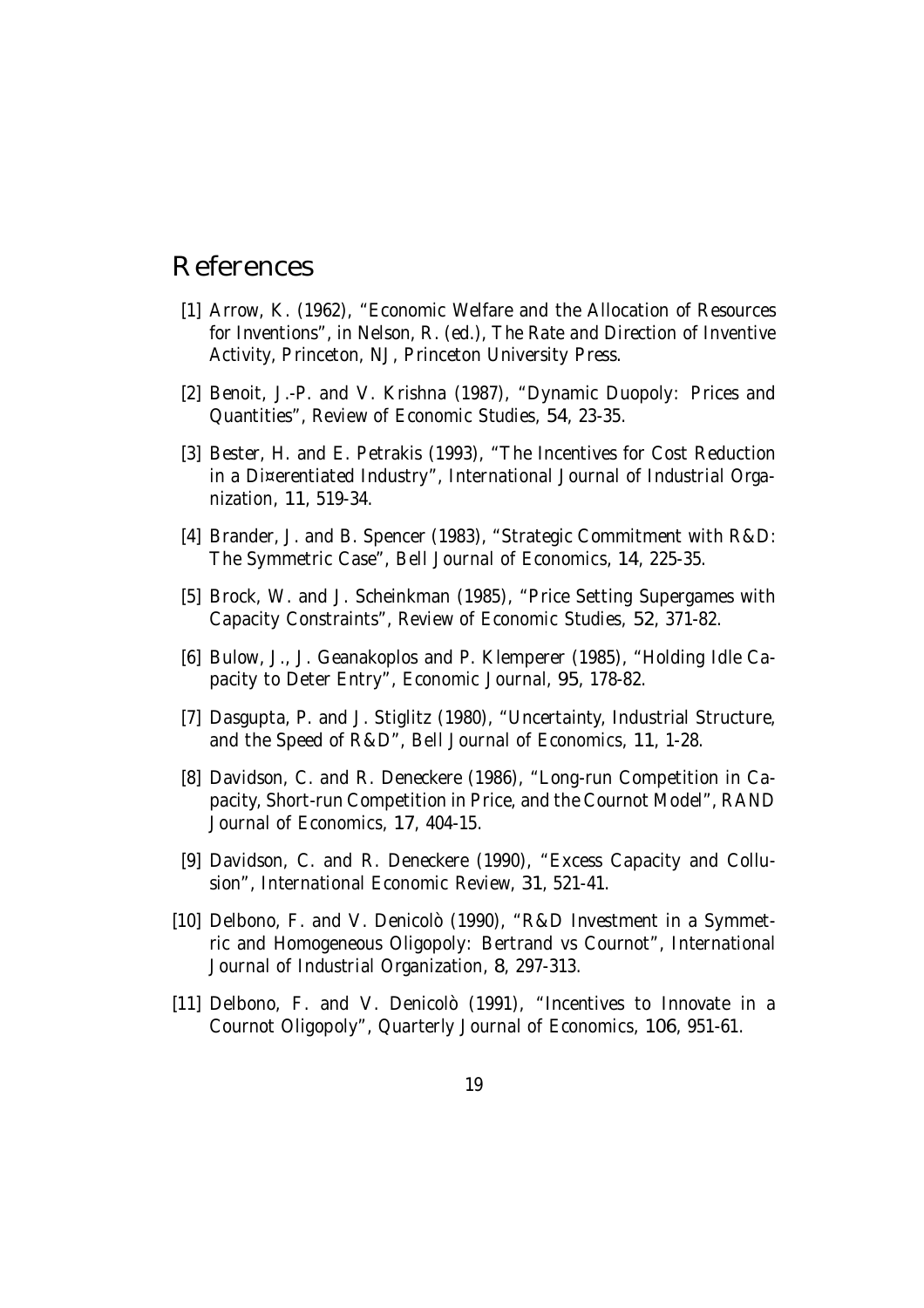# References

[1] Arrow, K. (1962), "Economic Welfare and the Allocation of Resources for Inventions", in Nelson, R. (ed.), *The Rate and Direction of Inventive Activity*, Princeton, NJ, Princeton University Press.

[2] Benoit, J.-P. and V. Krishna (1987), "Dynamic Duopoly: Prices and Quantities", *Review of Economic Studies*, **54**, 23-35.

[3] Bester, H. and E. Petrakis (1993), "The Incentives for Cost Reduction in a Di¤erentiated Industry", *International Journal of Industrial Organization*, **11**, 519-34.

[4] Brander, J. and B. Spencer (1983), "Strategic Commitment with R&D: The Symmetric Case", *Bell Journal of Economics*, **14**, 225-35.

[5] Brock, W. and J. Scheinkman (1985), "Price Setting Supergames with Capacity Constraints", *Review of Economic Studies*, **52**, 371-82.

[6] Bulow, J., J. Geanakoplos and P. Klemperer (1985), "Holding Idle Capacity to Deter Entry", *Economic Journal*, **95**, 178-82.

[7] Dasgupta, P. and J. Stiglitz (1980), "Uncertainty, Industrial Structure, and the Speed of R&D", *Bell Journal of Economics*, **11**, 1-28.

[8] Davidson, C. and R. Deneckere (1986), "Long-run Competition in Capacity, Short-run Competition in Price, and the Cournot Model", *RAND Journal of Economics*, **17**, 404-15.

[9] Davidson, C. and R. Deneckere (1990), "Excess Capacity and Collusion", *International Economic Review*, **31**, 521-41.

[10] Delbono, F. and V. Denicolò (1990), "R&D Investment in a Symmetric and Homogeneous Oligopoly: Bertrand vs Cournot", *International Journal of Industrial Organization*, **8**, 297-313.

[11] Delbono, F. and V. Denicolò (1991), "Incentives to Innovate in a Cournot Oligopoly", *Quarterly Journal of Economics*, **106**, 951-61.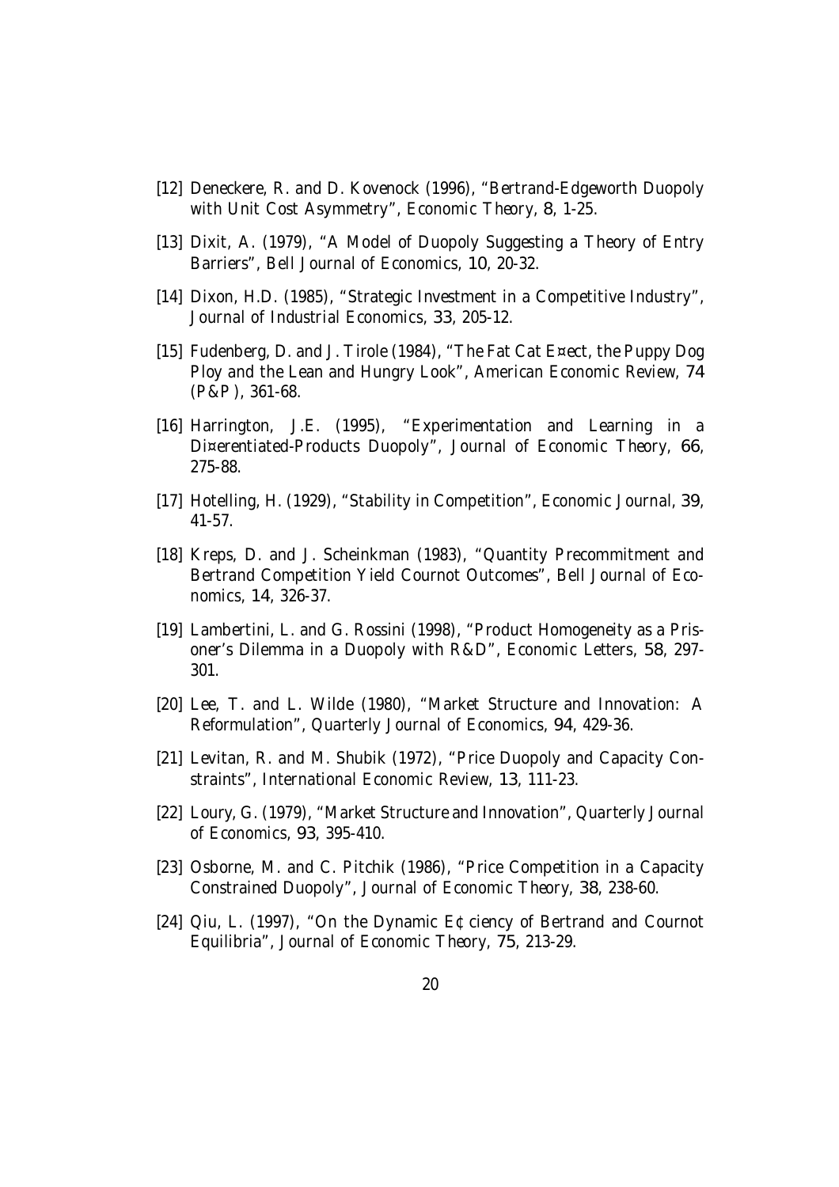[12] Deneckere, R. and D. Kovenock (1996), "Bertrand-Edgeworth Duopoly with Unit Cost Asymmetry", *Economic Theory*, **8**, 1-25.

[13] Dixit, A. (1979), "A Model of Duopoly Suggesting a Theory of Entry Barriers", *Bell Journal of Economics*, **10**, 20-32.

[14] Dixon, H.D. (1985), "Strategic Investment in a Competitive Industry", *Journal of Industrial Economics*, **33**, 205-12.

[15] Fudenberg, D. and J. Tirole (1984), "The Fat Cat E¤ect, the Puppy Dog Ploy and the Lean and Hungry Look", *American Economic Review*, **74** (*P&P*), 361-68.

[16] Harrington, J.E. (1995), "Experimentation and Learning in a Di¤erentiated-Products Duopoly", *Journal of Economic Theory*, **66**, 275-88.

[17] Hotelling, H. (1929), "Stability in Competition", *Economic Journal*, **39**, 41-57.

[18] Kreps, D. and J. Scheinkman (1983), "Quantity Precommitment and Bertrand Competition Yield Cournot Outcomes", *Bell Journal of Economics*, **14**, 326-37.

[19] Lambertini, L. and G. Rossini (1998), "Product Homogeneity as a Prisoner's Dilemma in a Duopoly with R&D", *Economic Letters*, **58**, 297-301.

[20] Lee, T. and L. Wilde (1980), "Market Structure and Innovation: A Reformulation", *Quarterly Journal of Economics*, **94**, 429-36.

[21] Levitan, R. and M. Shubik (1972), "Price Duopoly and Capacity Constraints", *International Economic Review*, **13**, 111-23.

[22] Loury, G. (1979), "Market Structure and Innovation", *Quarterly Journal of Economics*, **93**, 395-410.

[23] Osborne, M. and C. Pitchik (1986), "Price Competition in a Capacity Constrained Duopoly", *Journal of Economic Theory*, **38**, 238-60.

[24] Qiu, L. (1997), "On the Dynamic E¢ciency of Bertrand and Cournot Equilibria", *Journal of Economic Theory*, **75**, 213-29.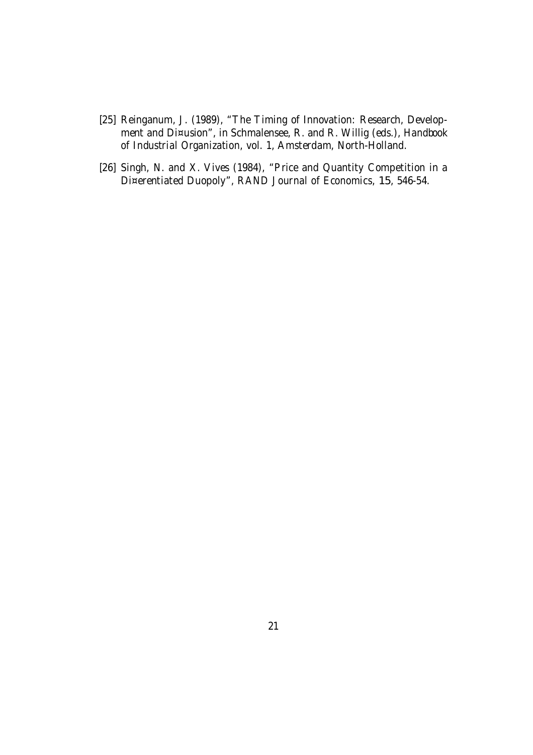[25] Reinganum, J. (1989), "The Timing of Innovation: Research, Development and Di¤usion", in Schmalensee, R. and R. Willig (eds.), *Handbook of Industrial Organization*, vol. 1, Amsterdam, North-Holland.

[26] Singh, N. and X. Vives (1984), "Price and Quantity Competition in a Di¤erentiated Duopoly", *RAND Journal of Economics*, **15**, 546-54.